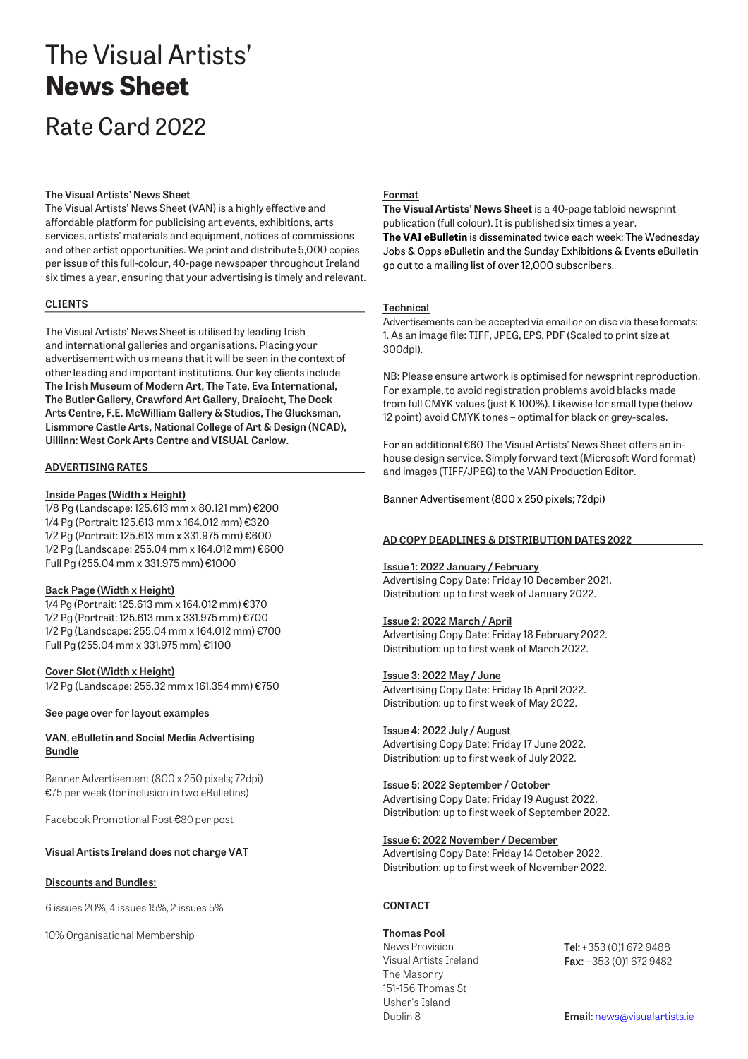# The Visual Artists' **News Sheet**

## Rate Card 2022

### The Visual Artists' News Sheet

The Visual Artists' News Sheet (VAN) is a highly effective and affordable platform for publicising art events, exhibitions, arts services, artists' materials and equipment, notices of commissions and other artist opportunities. We print and distribute 5,000 copies per issue of this full-colour, 40-page newspaper throughout Ireland six times a year, ensuring that your advertising is timely and relevant.

### CLIENTS

The Visual Artists' News Sheet is utilised by leading Irish and international galleries and organisations. Placing your advertisement with us means that it will be seen in the context of other leading and important institutions. Our key clients include **The Irish Museum of Modern Art, The Tate, Eva International, The Butler Gallery, Crawford Art Gallery, Draiocht, The Dock Arts Centre, F.E. McWilliam Gallery & Studios, The Glucksman, Lismmore Castle Arts, National College of Art & Design (NCAD), Uillinn: West Cork Arts Centre and VISUAL Carlow.**

### ADVERTISING RATES

**Inside Pages (Width x Height)**

1/8 Pg (Landscape: 125.613 mm x 80.121 mm) €200
1/4 Pg (Portrait: 125.613 mm x 164.012 mm) €320
1/2 Pg (Portrait: 125.613 mm x 331.975 mm) €600
1/2 Pg (Landscape: 255.04 mm x 164.012 mm) €600
Full Pg (255.04 mm x 331.975 mm) €1000

**Back Page (Width x Height)**

1/4 Pg (Portrait: 125.613 mm x 164.012 mm) €370
1/2 Pg (Portrait: 125.613 mm x 331.975 mm) €700
1/2 Pg (Landscape: 255.04 mm x 164.012 mm) €700
Full Pg (255.04 mm x 331.975 mm) €1100

**Cover Slot (Width x Height)**

1/2 Pg (Landscape: 255.32 mm x 161.354 mm) €750

**See page over for layout examples**

**VAN, eBulletin and Social Media Advertising Bundle**

Banner Advertisement (800 x 250 pixels; 72dpi)
€75 per week (for inclusion in two eBulletins)

Facebook Promotional Post €80 per post

**Visual Artists Ireland does not charge VAT**

**Discounts and Bundles:**

6 issues 20%, 4 issues 15%, 2 issues 5%

10% Organisational Membership

### Format

**The Visual Artists' News Sheet** is a 40-page tabloid newsprint publication (full colour). It is published six times a year.
**The VAI eBulletin** is disseminated twice each week: The Wednesday Jobs & Opps eBulletin and the Sunday Exhibitions & Events eBulletin go out to a mailing list of over 12,000 subscribers.

### Technical

Advertisements can be accepted via email or on disc via these formats:
1. As an image file: TIFF, JPEG, EPS, PDF (Scaled to print size at 300dpi).

NB: Please ensure artwork is optimised for newsprint reproduction. For example, to avoid registration problems avoid blacks made from full CMYK values (just K 100%). Likewise for small type (below 12 point) avoid CMYK tones – optimal for black or grey-scales.

For an additional €60 The Visual Artists' News Sheet offers an in-house design service. Simply forward text (Microsoft Word format) and images (TIFF/JPEG) to the VAN Production Editor.

Banner Advertisement (800 x 250 pixels; 72dpi)

### AD COPY DEADLINES & DISTRIBUTION DATES 2022

**Issue 1: 2022 January / February**
Advertising Copy Date: Friday 10 December 2021.
Distribution: up to first week of January 2022.

**Issue 2: 2022 March / April**
Advertising Copy Date: Friday 18 February 2022.
Distribution: up to first week of March 2022.

**Issue 3: 2022 May / June**
Advertising Copy Date: Friday 15 April 2022.
Distribution: up to first week of May 2022.

**Issue 4: 2022 July / August**
Advertising Copy Date: Friday 17 June 2022.
Distribution: up to first week of July 2022.

**Issue 5: 2022 September / October**
Advertising Copy Date: Friday 19 August 2022.
Distribution: up to first week of September 2022.

**Issue 6: 2022 November / December**
Advertising Copy Date: Friday 14 October 2022.
Distribution: up to first week of November 2022.

### CONTACT

**Thomas Pool**
News Provision
Visual Artists Ireland
The Masonry
151-156 Thomas St
Usher's Island
Dublin 8

**Tel:** +353 (0)1 672 9488
**Fax:** +353 (0)1 672 9482

**Email:** news@visualartists.ie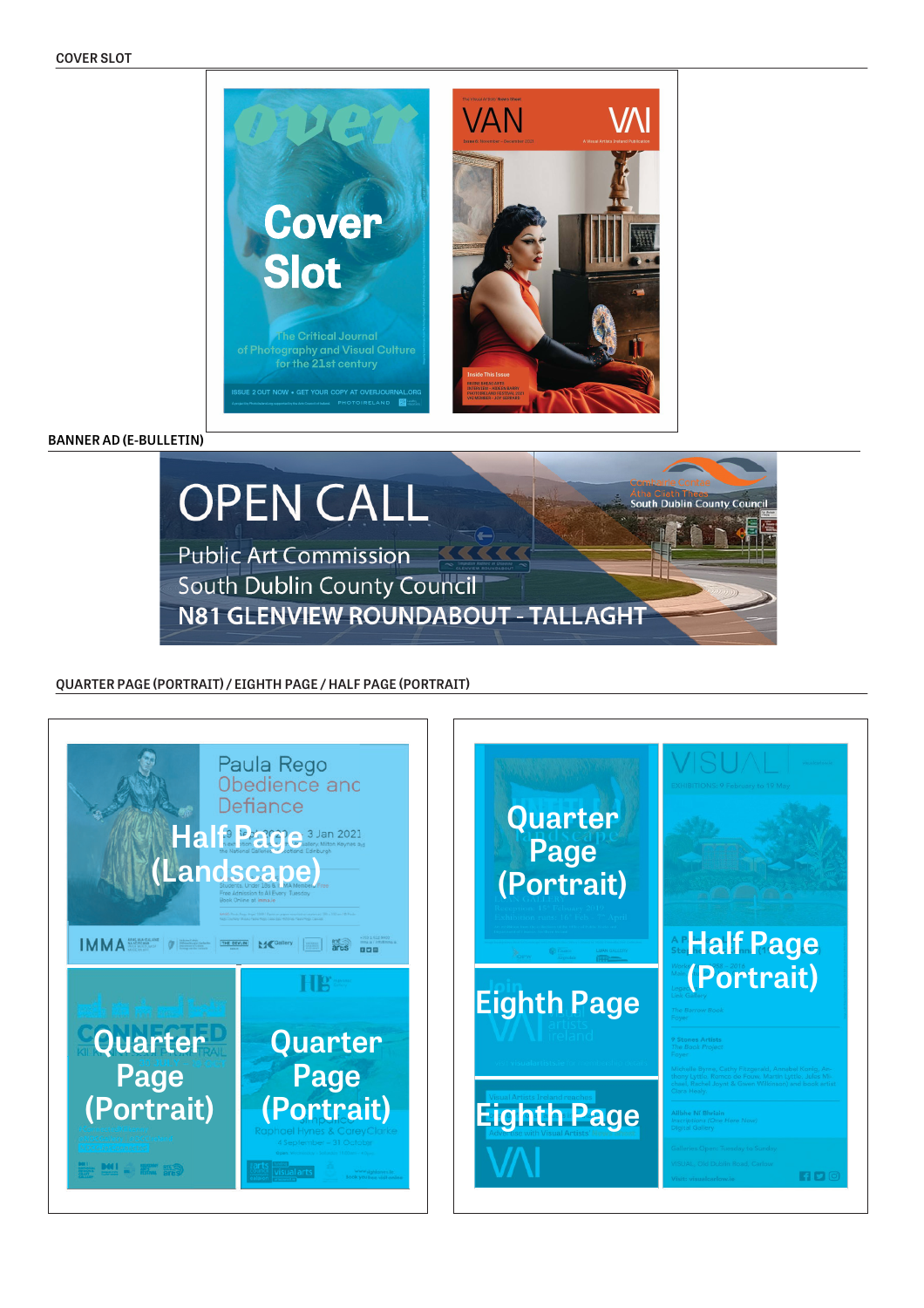COVER SLOT

Cover Slot

BANNER AD (E-BULLETIN)

OPEN CALL

Public Art Commission

South Dublin County Council

N81 GLENVIEW ROUNDABOUT - TALLAGHT

QUARTER PAGE (PORTRAIT) / EIGHTH PAGE / HALF PAGE (PORTRAIT)

Half Page (Landscape)

Quarter Page (Portrait)

Quarter Page (Portrait)

Quarter Page (Portrait)

Half Page (Portrait)

Eighth Page

Eighth Page